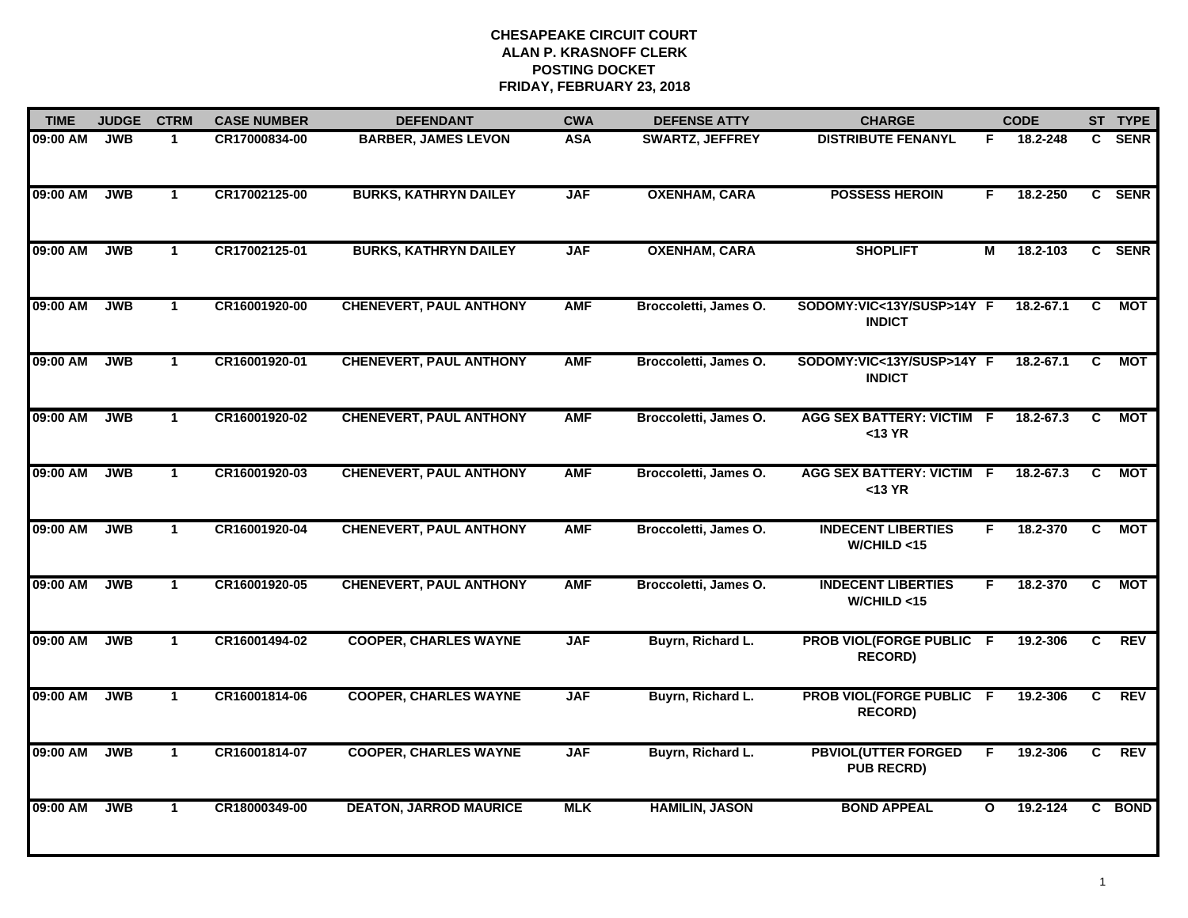**CHESAPEAKE CIRCUIT COURT**
**ALAN P. KRASNOFF CLERK**
**POSTING DOCKET**
**FRIDAY, FEBRUARY 23, 2018**

| TIME | JUDGE | CTRM | CASE NUMBER | DEFENDANT | CWA | DEFENSE ATTY | CHARGE | | CODE | ST | TYPE |
|---|---|---|---|---|---|---|---|---|---|---|---|
| 09:00 AM | JWB | 1 | CR17000834-00 | BARBER, JAMES LEVON | ASA | SWARTZ, JEFFREY | DISTRIBUTE FENANYL | F | 18.2-248 | C | SENR |
| 09:00 AM | JWB | 1 | CR17002125-00 | BURKS, KATHRYN DAILEY | JAF | OXENHAM, CARA | POSSESS HEROIN | F | 18.2-250 | C | SENR |
| 09:00 AM | JWB | 1 | CR17002125-01 | BURKS, KATHRYN DAILEY | JAF | OXENHAM, CARA | SHOPLIFT | M | 18.2-103 | C | SENR |
| 09:00 AM | JWB | 1 | CR16001920-00 | CHENEVERT, PAUL ANTHONY | AMF | Broccoletti, James O. | SODOMY:VIC<13Y/SUSP>14Y INDICT | F | 18.2-67.1 | C | MOT |
| 09:00 AM | JWB | 1 | CR16001920-01 | CHENEVERT, PAUL ANTHONY | AMF | Broccoletti, James O. | SODOMY:VIC<13Y/SUSP>14Y INDICT | F | 18.2-67.1 | C | MOT |
| 09:00 AM | JWB | 1 | CR16001920-02 | CHENEVERT, PAUL ANTHONY | AMF | Broccoletti, James O. | AGG SEX BATTERY: VICTIM <13 YR | F | 18.2-67.3 | C | MOT |
| 09:00 AM | JWB | 1 | CR16001920-03 | CHENEVERT, PAUL ANTHONY | AMF | Broccoletti, James O. | AGG SEX BATTERY: VICTIM <13 YR | F | 18.2-67.3 | C | MOT |
| 09:00 AM | JWB | 1 | CR16001920-04 | CHENEVERT, PAUL ANTHONY | AMF | Broccoletti, James O. | INDECENT LIBERTIES W/CHILD <15 | F | 18.2-370 | C | MOT |
| 09:00 AM | JWB | 1 | CR16001920-05 | CHENEVERT, PAUL ANTHONY | AMF | Broccoletti, James O. | INDECENT LIBERTIES W/CHILD <15 | F | 18.2-370 | C | MOT |
| 09:00 AM | JWB | 1 | CR16001494-02 | COOPER, CHARLES WAYNE | JAF | Buyrn, Richard L. | PROB VIOL(FORGE PUBLIC RECORD) | F | 19.2-306 | C | REV |
| 09:00 AM | JWB | 1 | CR16001814-06 | COOPER, CHARLES WAYNE | JAF | Buyrn, Richard L. | PROB VIOL(FORGE PUBLIC RECORD) | F | 19.2-306 | C | REV |
| 09:00 AM | JWB | 1 | CR16001814-07 | COOPER, CHARLES WAYNE | JAF | Buyrn, Richard L. | PBVIOL(UTTER FORGED PUB RECRD) | F | 19.2-306 | C | REV |
| 09:00 AM | JWB | 1 | CR18000349-00 | DEATON, JARROD MAURICE | MLK | HAMILIN, JASON | BOND APPEAL | O | 19.2-124 | C | BOND |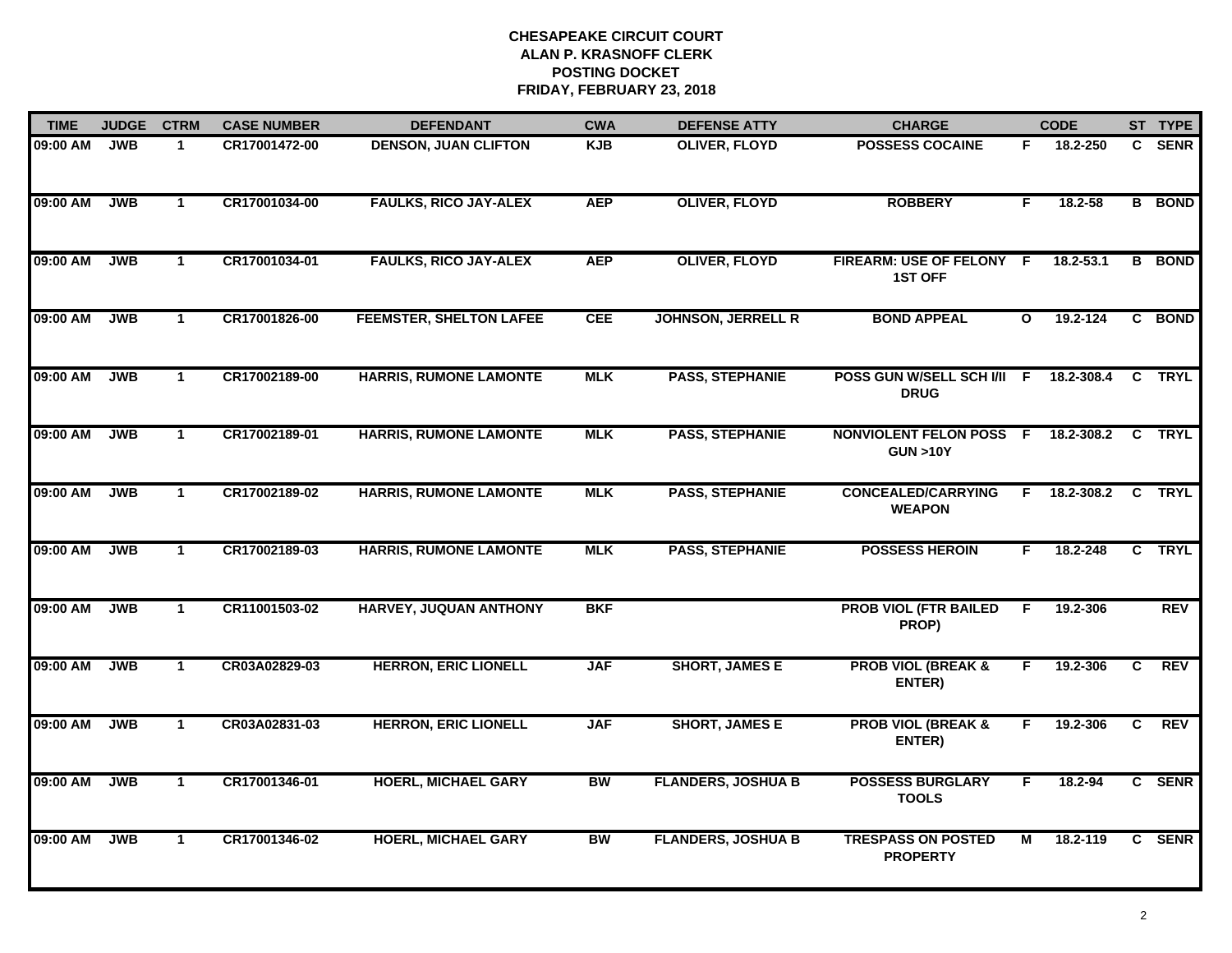# CHESAPEAKE CIRCUIT COURT
## ALAN P. KRASNOFF CLERK
## POSTING DOCKET
## FRIDAY, FEBRUARY 23, 2018

| TIME | JUDGE | CTRM | CASE NUMBER | DEFENDANT | CWA | DEFENSE ATTY | CHARGE | | CODE | ST | TYPE |
|---|---|---|---|---|---|---|---|---|---|---|---|
| 09:00 AM | JWB | 1 | CR17001472-00 | DENSON, JUAN CLIFTON | KJB | OLIVER, FLOYD | POSSESS COCAINE | F | 18.2-250 | C | SENR |
| 09:00 AM | JWB | 1 | CR17001034-00 | FAULKS, RICO JAY-ALEX | AEP | OLIVER, FLOYD | ROBBERY | F | 18.2-58 | B | BOND |
| 09:00 AM | JWB | 1 | CR17001034-01 | FAULKS, RICO JAY-ALEX | AEP | OLIVER, FLOYD | FIREARM: USE OF FELONY 1ST OFF | F | 18.2-53.1 | B | BOND |
| 09:00 AM | JWB | 1 | CR17001826-00 | FEEMSTER, SHELTON LAFEE | CEE | JOHNSON, JERRELL R | BOND APPEAL | O | 19.2-124 | C | BOND |
| 09:00 AM | JWB | 1 | CR17002189-00 | HARRIS, RUMONE LAMONTE | MLK | PASS, STEPHANIE | POSS GUN W/SELL SCH I/II DRUG | F | 18.2-308.4 | C | TRYL |
| 09:00 AM | JWB | 1 | CR17002189-01 | HARRIS, RUMONE LAMONTE | MLK | PASS, STEPHANIE | NONVIOLENT FELON POSS GUN >10Y | F | 18.2-308.2 | C | TRYL |
| 09:00 AM | JWB | 1 | CR17002189-02 | HARRIS, RUMONE LAMONTE | MLK | PASS, STEPHANIE | CONCEALED/CARRYING WEAPON | F | 18.2-308.2 | C | TRYL |
| 09:00 AM | JWB | 1 | CR17002189-03 | HARRIS, RUMONE LAMONTE | MLK | PASS, STEPHANIE | POSSESS HEROIN | F | 18.2-248 | C | TRYL |
| 09:00 AM | JWB | 1 | CR11001503-02 | HARVEY, JUQUAN ANTHONY | BKF | | PROB VIOL (FTR BAILED PROP) | F | 19.2-306 | | REV |
| 09:00 AM | JWB | 1 | CR03A02829-03 | HERRON, ERIC LIONELL | JAF | SHORT, JAMES E | PROB VIOL (BREAK & ENTER) | F | 19.2-306 | C | REV |
| 09:00 AM | JWB | 1 | CR03A02831-03 | HERRON, ERIC LIONELL | JAF | SHORT, JAMES E | PROB VIOL (BREAK & ENTER) | F | 19.2-306 | C | REV |
| 09:00 AM | JWB | 1 | CR17001346-01 | HOERL, MICHAEL GARY | BW | FLANDERS, JOSHUA B | POSSESS BURGLARY TOOLS | F | 18.2-94 | C | SENR |
| 09:00 AM | JWB | 1 | CR17001346-02 | HOERL, MICHAEL GARY | BW | FLANDERS, JOSHUA B | TRESPASS ON POSTED PROPERTY | M | 18.2-119 | C | SENR |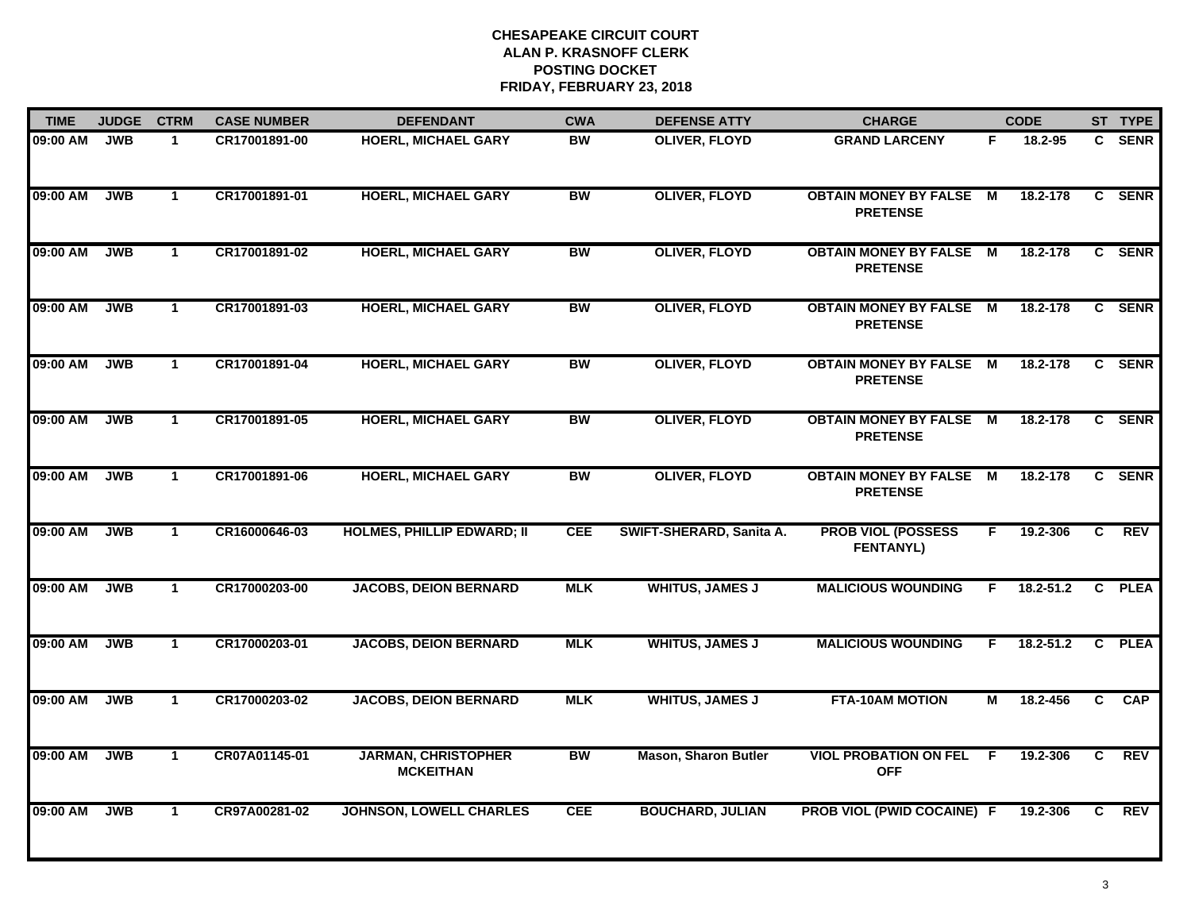**CHESAPEAKE CIRCUIT COURT**
**ALAN P. KRASNOFF CLERK**
**POSTING DOCKET**
**FRIDAY, FEBRUARY 23, 2018**

| TIME | JUDGE | CTRM | CASE NUMBER | DEFENDANT | CWA | DEFENSE ATTY | CHARGE | | CODE | ST | TYPE |
|---|---|---|---|---|---|---|---|---|---|---|---|
| 09:00 AM | JWB | 1 | CR17001891-00 | HOERL, MICHAEL GARY | BW | OLIVER, FLOYD | GRAND LARCENY | F | 18.2-95 | C | SENR |
| 09:00 AM | JWB | 1 | CR17001891-01 | HOERL, MICHAEL GARY | BW | OLIVER, FLOYD | OBTAIN MONEY BY FALSE PRETENSE | M | 18.2-178 | C | SENR |
| 09:00 AM | JWB | 1 | CR17001891-02 | HOERL, MICHAEL GARY | BW | OLIVER, FLOYD | OBTAIN MONEY BY FALSE PRETENSE | M | 18.2-178 | C | SENR |
| 09:00 AM | JWB | 1 | CR17001891-03 | HOERL, MICHAEL GARY | BW | OLIVER, FLOYD | OBTAIN MONEY BY FALSE PRETENSE | M | 18.2-178 | C | SENR |
| 09:00 AM | JWB | 1 | CR17001891-04 | HOERL, MICHAEL GARY | BW | OLIVER, FLOYD | OBTAIN MONEY BY FALSE PRETENSE | M | 18.2-178 | C | SENR |
| 09:00 AM | JWB | 1 | CR17001891-05 | HOERL, MICHAEL GARY | BW | OLIVER, FLOYD | OBTAIN MONEY BY FALSE PRETENSE | M | 18.2-178 | C | SENR |
| 09:00 AM | JWB | 1 | CR17001891-06 | HOERL, MICHAEL GARY | BW | OLIVER, FLOYD | OBTAIN MONEY BY FALSE PRETENSE | M | 18.2-178 | C | SENR |
| 09:00 AM | JWB | 1 | CR16000646-03 | HOLMES, PHILLIP EDWARD; II | CEE | SWIFT-SHERARD, Sanita A. | PROB VIOL (POSSESS FENTANYL) | F | 19.2-306 | C | REV |
| 09:00 AM | JWB | 1 | CR17000203-00 | JACOBS, DEION BERNARD | MLK | WHITUS, JAMES J | MALICIOUS WOUNDING | F | 18.2-51.2 | C | PLEA |
| 09:00 AM | JWB | 1 | CR17000203-01 | JACOBS, DEION BERNARD | MLK | WHITUS, JAMES J | MALICIOUS WOUNDING | F | 18.2-51.2 | C | PLEA |
| 09:00 AM | JWB | 1 | CR17000203-02 | JACOBS, DEION BERNARD | MLK | WHITUS, JAMES J | FTA-10AM MOTION | M | 18.2-456 | C | CAP |
| 09:00 AM | JWB | 1 | CR07A01145-01 | JARMAN, CHRISTOPHER MCKEITHAN | BW | Mason, Sharon Butler | VIOL PROBATION ON FEL OFF | F | 19.2-306 | C | REV |
| 09:00 AM | JWB | 1 | CR97A00281-02 | JOHNSON, LOWELL CHARLES | CEE | BOUCHARD, JULIAN | PROB VIOL (PWID COCAINE) | F | 19.2-306 | C | REV |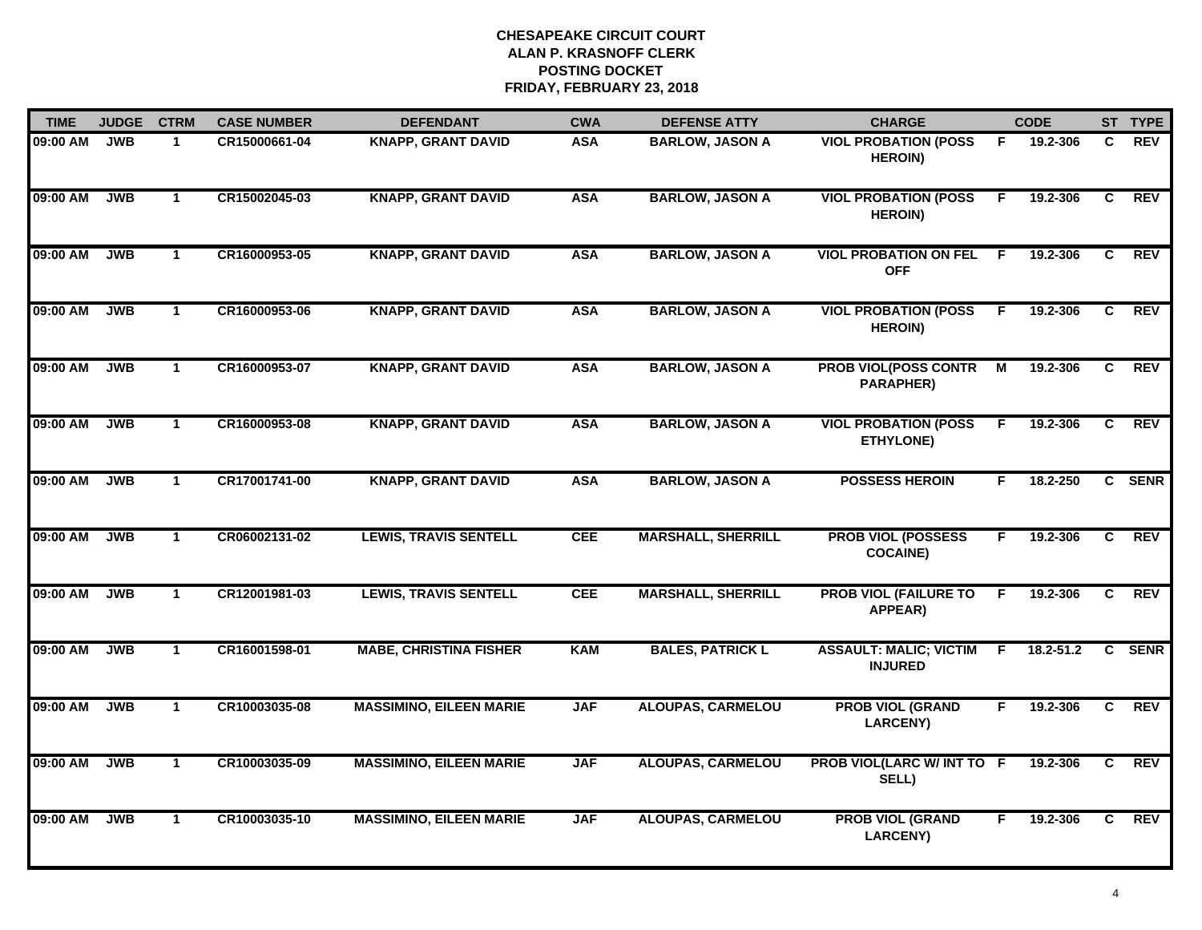**CHESAPEAKE CIRCUIT COURT**
**ALAN P. KRASNOFF CLERK**
**POSTING DOCKET**
**FRIDAY, FEBRUARY 23, 2018**

| TIME | JUDGE | CTRM | CASE NUMBER | DEFENDANT | CWA | DEFENSE ATTY | CHARGE | | CODE | ST | TYPE |
|---|---|---|---|---|---|---|---|---|---|---|---|
| 09:00 AM | JWB | 1 | CR15000661-04 | KNAPP, GRANT DAVID | ASA | BARLOW, JASON A | VIOL PROBATION (POSS HEROIN) | F | 19.2-306 | C | REV |
| 09:00 AM | JWB | 1 | CR15002045-03 | KNAPP, GRANT DAVID | ASA | BARLOW, JASON A | VIOL PROBATION (POSS HEROIN) | F | 19.2-306 | C | REV |
| 09:00 AM | JWB | 1 | CR16000953-05 | KNAPP, GRANT DAVID | ASA | BARLOW, JASON A | VIOL PROBATION ON FEL OFF | F | 19.2-306 | C | REV |
| 09:00 AM | JWB | 1 | CR16000953-06 | KNAPP, GRANT DAVID | ASA | BARLOW, JASON A | VIOL PROBATION (POSS HEROIN) | F | 19.2-306 | C | REV |
| 09:00 AM | JWB | 1 | CR16000953-07 | KNAPP, GRANT DAVID | ASA | BARLOW, JASON A | PROB VIOL(POSS CONTR PARAPHER) | M | 19.2-306 | C | REV |
| 09:00 AM | JWB | 1 | CR16000953-08 | KNAPP, GRANT DAVID | ASA | BARLOW, JASON A | VIOL PROBATION (POSS ETHYLONE) | F | 19.2-306 | C | REV |
| 09:00 AM | JWB | 1 | CR17001741-00 | KNAPP, GRANT DAVID | ASA | BARLOW, JASON A | POSSESS HEROIN | F | 18.2-250 | C | SENR |
| 09:00 AM | JWB | 1 | CR06002131-02 | LEWIS, TRAVIS SENTELL | CEE | MARSHALL, SHERRILL | PROB VIOL (POSSESS COCAINE) | F | 19.2-306 | C | REV |
| 09:00 AM | JWB | 1 | CR12001981-03 | LEWIS, TRAVIS SENTELL | CEE | MARSHALL, SHERRILL | PROB VIOL (FAILURE TO APPEAR) | F | 19.2-306 | C | REV |
| 09:00 AM | JWB | 1 | CR16001598-01 | MABE, CHRISTINA FISHER | KAM | BALES, PATRICK L | ASSAULT: MALIC; VICTIM INJURED | F | 18.2-51.2 | C | SENR |
| 09:00 AM | JWB | 1 | CR10003035-08 | MASSIMINO, EILEEN MARIE | JAF | ALOUPAS, CARMELOU | PROB VIOL (GRAND LARCENY) | F | 19.2-306 | C | REV |
| 09:00 AM | JWB | 1 | CR10003035-09 | MASSIMINO, EILEEN MARIE | JAF | ALOUPAS, CARMELOU | PROB VIOL(LARC W/ INT TO SELL) | F | 19.2-306 | C | REV |
| 09:00 AM | JWB | 1 | CR10003035-10 | MASSIMINO, EILEEN MARIE | JAF | ALOUPAS, CARMELOU | PROB VIOL (GRAND LARCENY) | F | 19.2-306 | C | REV |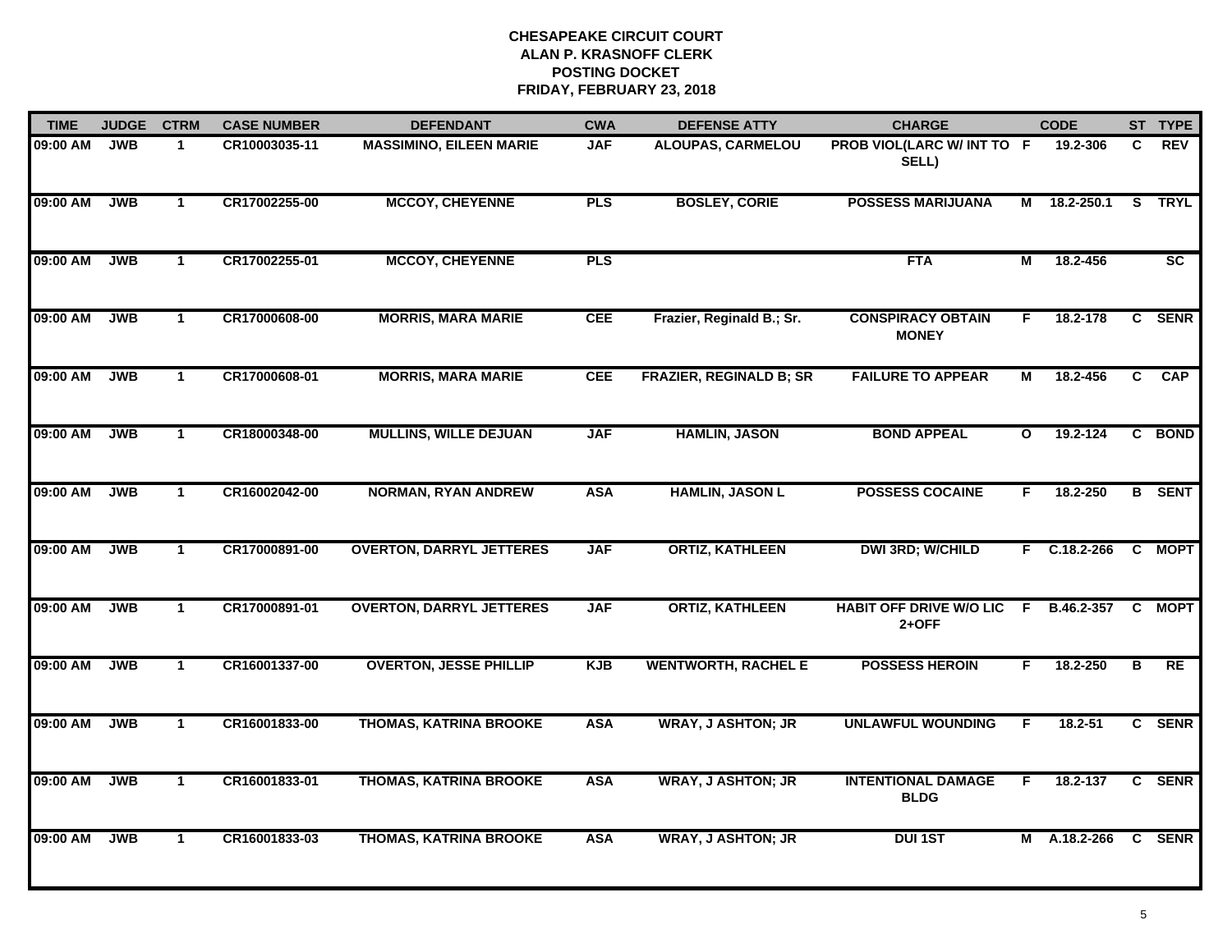**CHESAPEAKE CIRCUIT COURT**
**ALAN P. KRASNOFF CLERK**
**POSTING DOCKET**
**FRIDAY, FEBRUARY 23, 2018**

| TIME | JUDGE | CTRM | CASE NUMBER | DEFENDANT | CWA | DEFENSE ATTY | CHARGE | | CODE | ST | TYPE |
|---|---|---|---|---|---|---|---|---|---|---|---|
| 09:00 AM | JWB | 1 | CR10003035-11 | MASSIMINO, EILEEN MARIE | JAF | ALOUPAS, CARMELOU | PROB VIOL(LARC W/ INT TO SELL) | F | 19.2-306 | C | REV |
| 09:00 AM | JWB | 1 | CR17002255-00 | MCCOY, CHEYENNE | PLS | BOSLEY, CORIE | POSSESS MARIJUANA | M | 18.2-250.1 | S | TRYL |
| 09:00 AM | JWB | 1 | CR17002255-01 | MCCOY, CHEYENNE | PLS | | FTA | M | 18.2-456 | | SC |
| 09:00 AM | JWB | 1 | CR17000608-00 | MORRIS, MARA MARIE | CEE | Frazier, Reginald B.; Sr. | CONSPIRACY OBTAIN MONEY | F | 18.2-178 | C | SENR |
| 09:00 AM | JWB | 1 | CR17000608-01 | MORRIS, MARA MARIE | CEE | FRAZIER, REGINALD B; SR | FAILURE TO APPEAR | M | 18.2-456 | C | CAP |
| 09:00 AM | JWB | 1 | CR18000348-00 | MULLINS, WILLE DEJUAN | JAF | HAMLIN, JASON | BOND APPEAL | O | 19.2-124 | C | BOND |
| 09:00 AM | JWB | 1 | CR16002042-00 | NORMAN, RYAN ANDREW | ASA | HAMLIN, JASON L | POSSESS COCAINE | F | 18.2-250 | B | SENT |
| 09:00 AM | JWB | 1 | CR17000891-00 | OVERTON, DARRYL JETTERES | JAF | ORTIZ, KATHLEEN | DWI 3RD; W/CHILD | F | C.18.2-266 | C | MOPT |
| 09:00 AM | JWB | 1 | CR17000891-01 | OVERTON, DARRYL JETTERES | JAF | ORTIZ, KATHLEEN | HABIT OFF DRIVE W/O LIC 2+OFF | F | B.46.2-357 | C | MOPT |
| 09:00 AM | JWB | 1 | CR16001337-00 | OVERTON, JESSE PHILLIP | KJB | WENTWORTH, RACHEL E | POSSESS HEROIN | F | 18.2-250 | B | RE |
| 09:00 AM | JWB | 1 | CR16001833-00 | THOMAS, KATRINA BROOKE | ASA | WRAY, J ASHTON; JR | UNLAWFUL WOUNDING | F | 18.2-51 | C | SENR |
| 09:00 AM | JWB | 1 | CR16001833-01 | THOMAS, KATRINA BROOKE | ASA | WRAY, J ASHTON; JR | INTENTIONAL DAMAGE BLDG | F | 18.2-137 | C | SENR |
| 09:00 AM | JWB | 1 | CR16001833-03 | THOMAS, KATRINA BROOKE | ASA | WRAY, J ASHTON; JR | DUI 1ST | M | A.18.2-266 | C | SENR |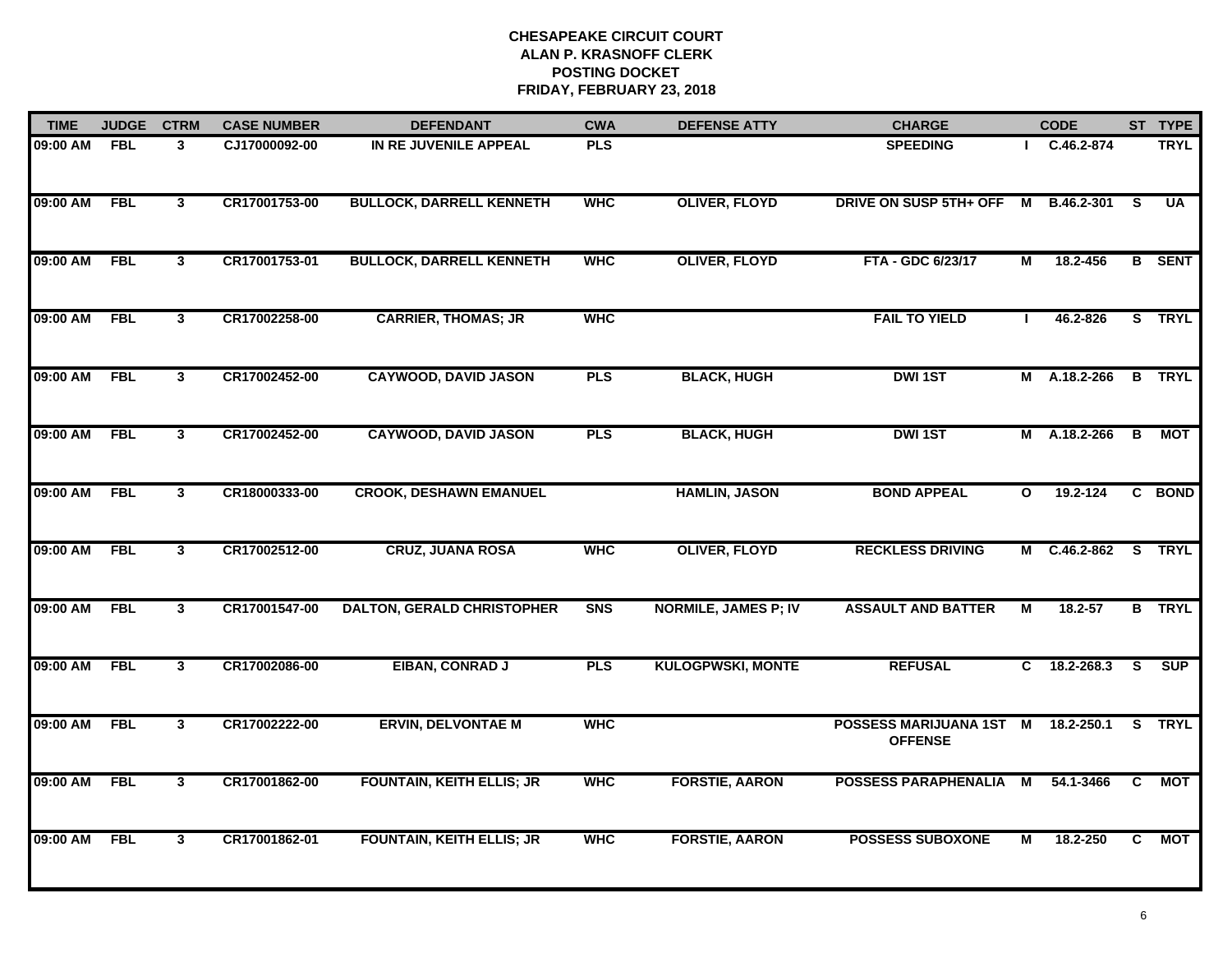**CHESAPEAKE CIRCUIT COURT**
**ALAN P. KRASNOFF CLERK**
**POSTING DOCKET**
**FRIDAY, FEBRUARY 23, 2018**

| TIME | JUDGE | CTRM | CASE NUMBER | DEFENDANT | CWA | DEFENSE ATTY | CHARGE | | CODE | ST | TYPE |
|---|---|---|---|---|---|---|---|---|---|---|---|
| 09:00 AM | FBL | 3 | CJ17000092-00 | IN RE JUVENILE APPEAL | PLS | | SPEEDING | I | C.46.2-874 | | TRYL |
| 09:00 AM | FBL | 3 | CR17001753-00 | BULLOCK, DARRELL KENNETH | WHC | OLIVER, FLOYD | DRIVE ON SUSP 5TH+ OFF | M | B.46.2-301 | S | UA |
| 09:00 AM | FBL | 3 | CR17001753-01 | BULLOCK, DARRELL KENNETH | WHC | OLIVER, FLOYD | FTA - GDC 6/23/17 | M | 18.2-456 | B | SENT |
| 09:00 AM | FBL | 3 | CR17002258-00 | CARRIER, THOMAS; JR | WHC | | FAIL TO YIELD | I | 46.2-826 | S | TRYL |
| 09:00 AM | FBL | 3 | CR17002452-00 | CAYWOOD, DAVID JASON | PLS | BLACK, HUGH | DWI 1ST | M | A.18.2-266 | B | TRYL |
| 09:00 AM | FBL | 3 | CR17002452-00 | CAYWOOD, DAVID JASON | PLS | BLACK, HUGH | DWI 1ST | M | A.18.2-266 | B | MOT |
| 09:00 AM | FBL | 3 | CR18000333-00 | CROOK, DESHAWN EMANUEL | | HAMLIN, JASON | BOND APPEAL | O | 19.2-124 | C | BOND |
| 09:00 AM | FBL | 3 | CR17002512-00 | CRUZ, JUANA ROSA | WHC | OLIVER, FLOYD | RECKLESS DRIVING | M | C.46.2-862 | S | TRYL |
| 09:00 AM | FBL | 3 | CR17001547-00 | DALTON, GERALD CHRISTOPHER | SNS | NORMILE, JAMES P; IV | ASSAULT AND BATTER | M | 18.2-57 | B | TRYL |
| 09:00 AM | FBL | 3 | CR17002086-00 | EIBAN, CONRAD J | PLS | KULOGPWSKI, MONTE | REFUSAL | C | 18.2-268.3 | S | SUP |
| 09:00 AM | FBL | 3 | CR17002222-00 | ERVIN, DELVONTAE M | WHC | | POSSESS MARIJUANA 1ST OFFENSE | M | 18.2-250.1 | S | TRYL |
| 09:00 AM | FBL | 3 | CR17001862-00 | FOUNTAIN, KEITH ELLIS; JR | WHC | FORSTIE, AARON | POSSESS PARAPHENALIA | M | 54.1-3466 | C | MOT |
| 09:00 AM | FBL | 3 | CR17001862-01 | FOUNTAIN, KEITH ELLIS; JR | WHC | FORSTIE, AARON | POSSESS SUBOXONE | M | 18.2-250 | C | MOT |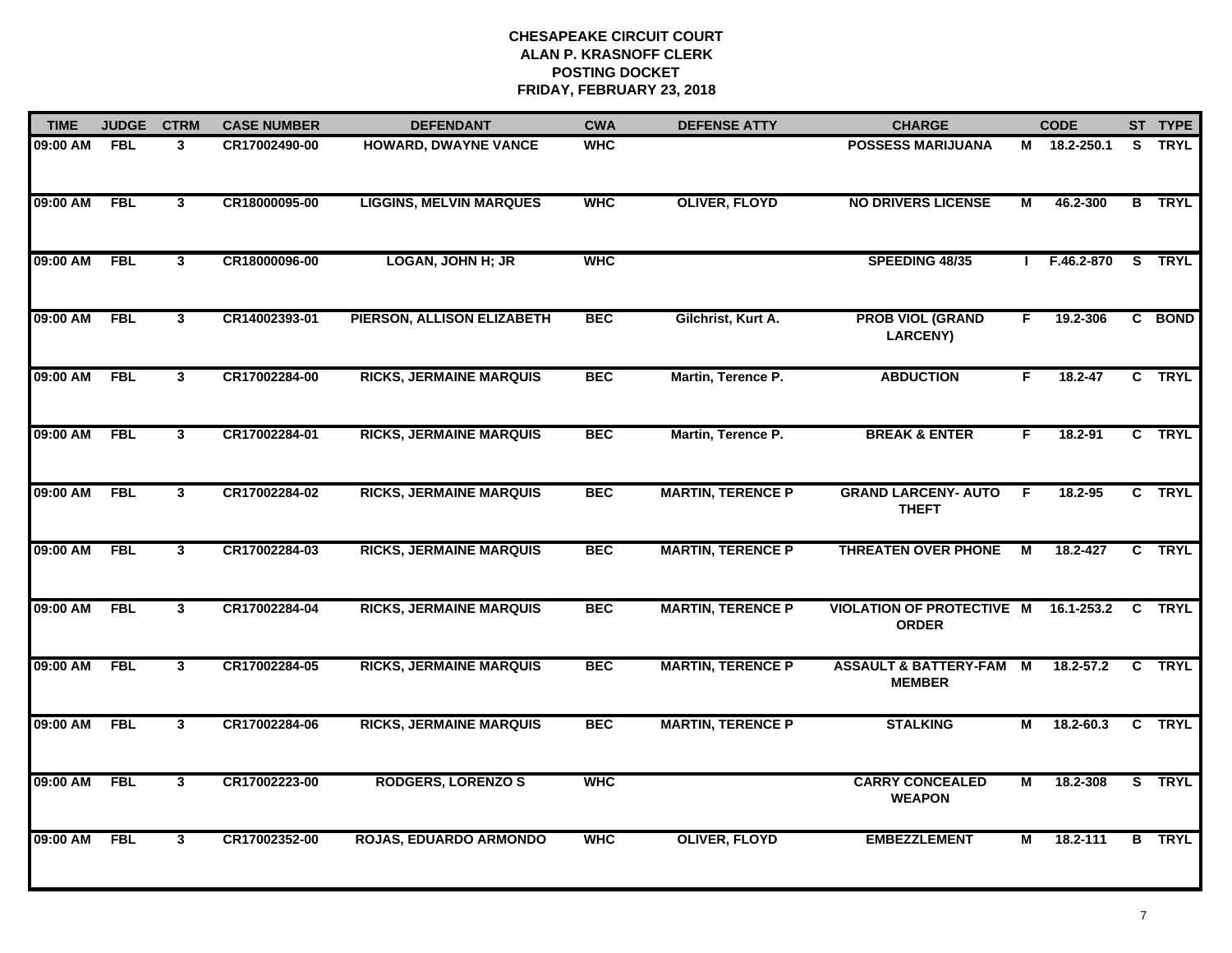# CHESAPEAKE CIRCUIT COURT
## ALAN P. KRASNOFF CLERK
## POSTING DOCKET
## FRIDAY, FEBRUARY 23, 2018

| TIME | JUDGE | CTRM | CASE NUMBER | DEFENDANT | CWA | DEFENSE ATTY | CHARGE | | CODE | ST | TYPE |
|---|---|---|---|---|---|---|---|---|---|---|---|
| 09:00 AM | FBL | 3 | CR17002490-00 | HOWARD, DWAYNE VANCE | WHC | | POSSESS MARIJUANA | M | 18.2-250.1 | S | TRYL |
| 09:00 AM | FBL | 3 | CR18000095-00 | LIGGINS, MELVIN MARQUES | WHC | OLIVER, FLOYD | NO DRIVERS LICENSE | M | 46.2-300 | B | TRYL |
| 09:00 AM | FBL | 3 | CR18000096-00 | LOGAN, JOHN H; JR | WHC | | SPEEDING 48/35 | I | F.46.2-870 | S | TRYL |
| 09:00 AM | FBL | 3 | CR14002393-01 | PIERSON, ALLISON ELIZABETH | BEC | Gilchrist, Kurt A. | PROB VIOL (GRAND LARCENY) | F | 19.2-306 | C | BOND |
| 09:00 AM | FBL | 3 | CR17002284-00 | RICKS, JERMAINE MARQUIS | BEC | Martin, Terence P. | ABDUCTION | F | 18.2-47 | C | TRYL |
| 09:00 AM | FBL | 3 | CR17002284-01 | RICKS, JERMAINE MARQUIS | BEC | Martin, Terence P. | BREAK & ENTER | F | 18.2-91 | C | TRYL |
| 09:00 AM | FBL | 3 | CR17002284-02 | RICKS, JERMAINE MARQUIS | BEC | MARTIN, TERENCE P | GRAND LARCENY- AUTO THEFT | F | 18.2-95 | C | TRYL |
| 09:00 AM | FBL | 3 | CR17002284-03 | RICKS, JERMAINE MARQUIS | BEC | MARTIN, TERENCE P | THREATEN OVER PHONE | M | 18.2-427 | C | TRYL |
| 09:00 AM | FBL | 3 | CR17002284-04 | RICKS, JERMAINE MARQUIS | BEC | MARTIN, TERENCE P | VIOLATION OF PROTECTIVE ORDER | M | 16.1-253.2 | C | TRYL |
| 09:00 AM | FBL | 3 | CR17002284-05 | RICKS, JERMAINE MARQUIS | BEC | MARTIN, TERENCE P | ASSAULT & BATTERY-FAM MEMBER | M | 18.2-57.2 | C | TRYL |
| 09:00 AM | FBL | 3 | CR17002284-06 | RICKS, JERMAINE MARQUIS | BEC | MARTIN, TERENCE P | STALKING | M | 18.2-60.3 | C | TRYL |
| 09:00 AM | FBL | 3 | CR17002223-00 | RODGERS, LORENZO S | WHC | | CARRY CONCEALED WEAPON | M | 18.2-308 | S | TRYL |
| 09:00 AM | FBL | 3 | CR17002352-00 | ROJAS, EDUARDO ARMONDO | WHC | OLIVER, FLOYD | EMBEZZLEMENT | M | 18.2-111 | B | TRYL |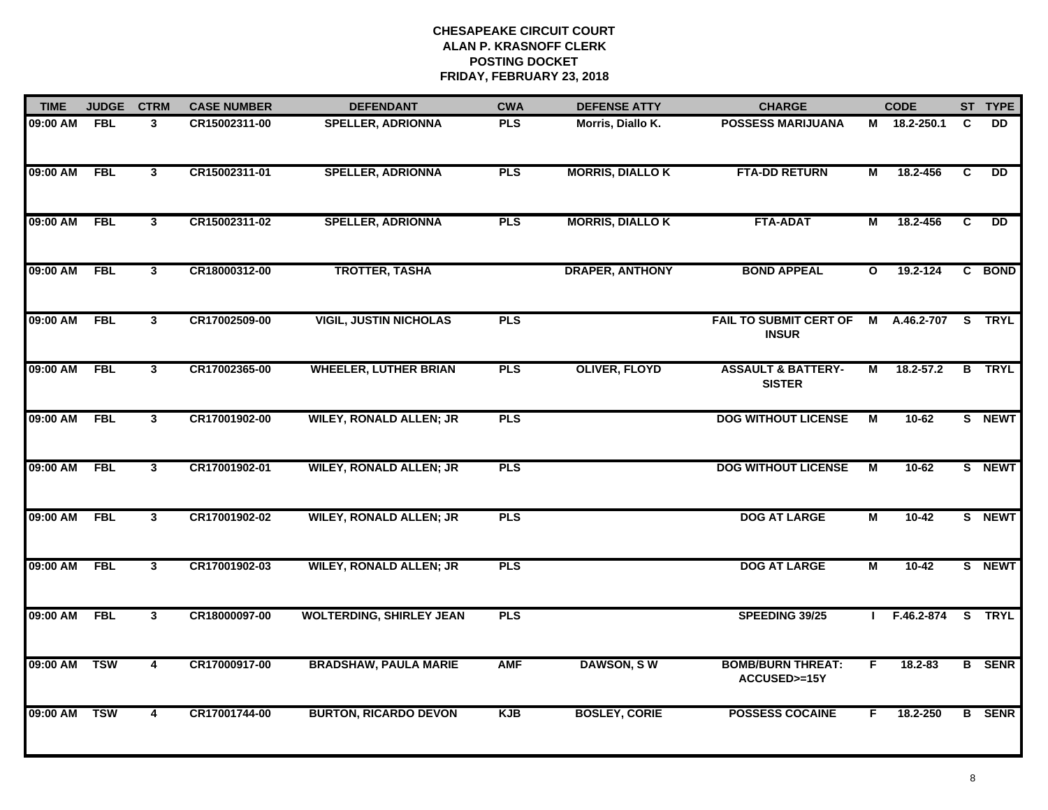**CHESAPEAKE CIRCUIT COURT**
**ALAN P. KRASNOFF CLERK**
**POSTING DOCKET**
**FRIDAY, FEBRUARY 23, 2018**

| TIME | JUDGE | CTRM | CASE NUMBER | DEFENDANT | CWA | DEFENSE ATTY | CHARGE | | CODE | ST | TYPE |
|---|---|---|---|---|---|---|---|---|---|---|---|
| 09:00 AM | FBL | 3 | CR15002311-00 | SPELLER, ADRIONNA | PLS | Morris, Diallo K. | POSSESS MARIJUANA | M | 18.2-250.1 | C | DD |
| 09:00 AM | FBL | 3 | CR15002311-01 | SPELLER, ADRIONNA | PLS | MORRIS, DIALLO K | FTA-DD RETURN | M | 18.2-456 | C | DD |
| 09:00 AM | FBL | 3 | CR15002311-02 | SPELLER, ADRIONNA | PLS | MORRIS, DIALLO K | FTA-ADAT | M | 18.2-456 | C | DD |
| 09:00 AM | FBL | 3 | CR18000312-00 | TROTTER, TASHA | | DRAPER, ANTHONY | BOND APPEAL | O | 19.2-124 | C | BOND |
| 09:00 AM | FBL | 3 | CR17002509-00 | VIGIL, JUSTIN NICHOLAS | PLS | | FAIL TO SUBMIT CERT OF INSUR | M | A.46.2-707 | S | TRYL |
| 09:00 AM | FBL | 3 | CR17002365-00 | WHEELER, LUTHER BRIAN | PLS | OLIVER, FLOYD | ASSAULT & BATTERY-SISTER | M | 18.2-57.2 | B | TRYL |
| 09:00 AM | FBL | 3 | CR17001902-00 | WILEY, RONALD ALLEN; JR | PLS | | DOG WITHOUT LICENSE | M | 10-62 | S | NEWT |
| 09:00 AM | FBL | 3 | CR17001902-01 | WILEY, RONALD ALLEN; JR | PLS | | DOG WITHOUT LICENSE | M | 10-62 | S | NEWT |
| 09:00 AM | FBL | 3 | CR17001902-02 | WILEY, RONALD ALLEN; JR | PLS | | DOG AT LARGE | M | 10-42 | S | NEWT |
| 09:00 AM | FBL | 3 | CR17001902-03 | WILEY, RONALD ALLEN; JR | PLS | | DOG AT LARGE | M | 10-42 | S | NEWT |
| 09:00 AM | FBL | 3 | CR18000097-00 | WOLTERDING, SHIRLEY JEAN | PLS | | SPEEDING 39/25 | I | F.46.2-874 | S | TRYL |
| 09:00 AM | TSW | 4 | CR17000917-00 | BRADSHAW, PAULA MARIE | AMF | DAWSON, S W | BOMB/BURN THREAT: ACCUSED>=15Y | F | 18.2-83 | B | SENR |
| 09:00 AM | TSW | 4 | CR17001744-00 | BURTON, RICARDO DEVON | KJB | BOSLEY, CORIE | POSSESS COCAINE | F | 18.2-250 | B | SENR |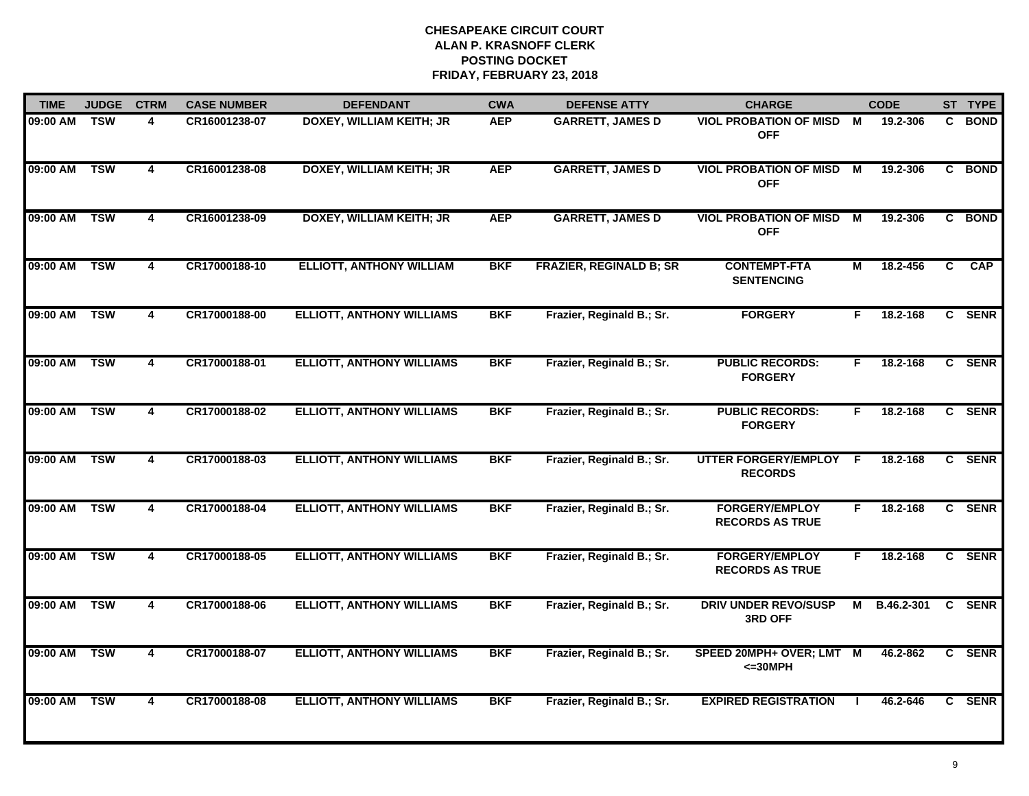**CHESAPEAKE CIRCUIT COURT**
**ALAN P. KRASNOFF CLERK**
**POSTING DOCKET**
**FRIDAY, FEBRUARY 23, 2018**

| TIME | JUDGE | CTRM | CASE NUMBER | DEFENDANT | CWA | DEFENSE ATTY | CHARGE | | CODE | ST | TYPE |
|---|---|---|---|---|---|---|---|---|---|---|---|
| 09:00 AM | TSW | 4 | CR16001238-07 | DOXEY, WILLIAM KEITH; JR | AEP | GARRETT, JAMES D | VIOL PROBATION OF MISD OFF | M | 19.2-306 | C | BOND |
| 09:00 AM | TSW | 4 | CR16001238-08 | DOXEY, WILLIAM KEITH; JR | AEP | GARRETT, JAMES D | VIOL PROBATION OF MISD OFF | M | 19.2-306 | C | BOND |
| 09:00 AM | TSW | 4 | CR16001238-09 | DOXEY, WILLIAM KEITH; JR | AEP | GARRETT, JAMES D | VIOL PROBATION OF MISD OFF | M | 19.2-306 | C | BOND |
| 09:00 AM | TSW | 4 | CR17000188-10 | ELLIOTT, ANTHONY WILLIAM | BKF | FRAZIER, REGINALD B; SR | CONTEMPT-FTA SENTENCING | M | 18.2-456 | C | CAP |
| 09:00 AM | TSW | 4 | CR17000188-00 | ELLIOTT, ANTHONY WILLIAMS | BKF | Frazier, Reginald B.; Sr. | FORGERY | F | 18.2-168 | C | SENR |
| 09:00 AM | TSW | 4 | CR17000188-01 | ELLIOTT, ANTHONY WILLIAMS | BKF | Frazier, Reginald B.; Sr. | PUBLIC RECORDS: FORGERY | F | 18.2-168 | C | SENR |
| 09:00 AM | TSW | 4 | CR17000188-02 | ELLIOTT, ANTHONY WILLIAMS | BKF | Frazier, Reginald B.; Sr. | PUBLIC RECORDS: FORGERY | F | 18.2-168 | C | SENR |
| 09:00 AM | TSW | 4 | CR17000188-03 | ELLIOTT, ANTHONY WILLIAMS | BKF | Frazier, Reginald B.; Sr. | UTTER FORGERY/EMPLOY RECORDS | F | 18.2-168 | C | SENR |
| 09:00 AM | TSW | 4 | CR17000188-04 | ELLIOTT, ANTHONY WILLIAMS | BKF | Frazier, Reginald B.; Sr. | FORGERY/EMPLOY RECORDS AS TRUE | F | 18.2-168 | C | SENR |
| 09:00 AM | TSW | 4 | CR17000188-05 | ELLIOTT, ANTHONY WILLIAMS | BKF | Frazier, Reginald B.; Sr. | FORGERY/EMPLOY RECORDS AS TRUE | F | 18.2-168 | C | SENR |
| 09:00 AM | TSW | 4 | CR17000188-06 | ELLIOTT, ANTHONY WILLIAMS | BKF | Frazier, Reginald B.; Sr. | DRIV UNDER REVO/SUSP 3RD OFF | M | B.46.2-301 | C | SENR |
| 09:00 AM | TSW | 4 | CR17000188-07 | ELLIOTT, ANTHONY WILLIAMS | BKF | Frazier, Reginald B.; Sr. | SPEED 20MPH+ OVER; LMT <=30MPH | M | 46.2-862 | C | SENR |
| 09:00 AM | TSW | 4 | CR17000188-08 | ELLIOTT, ANTHONY WILLIAMS | BKF | Frazier, Reginald B.; Sr. | EXPIRED REGISTRATION | I | 46.2-646 | C | SENR |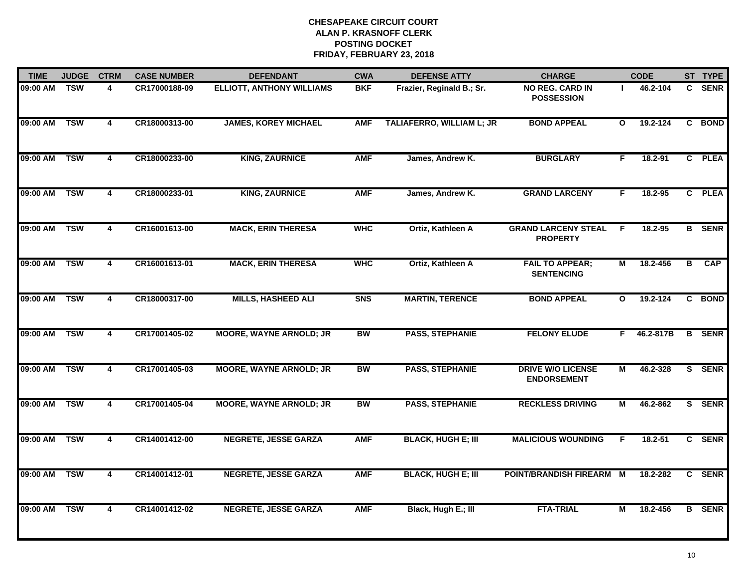**CHESAPEAKE CIRCUIT COURT**
**ALAN P. KRASNOFF CLERK**
**POSTING DOCKET**
**FRIDAY, FEBRUARY 23, 2018**

| TIME | JUDGE | CTRM | CASE NUMBER | DEFENDANT | CWA | DEFENSE ATTY | CHARGE | | CODE | ST | TYPE |
|---|---|---|---|---|---|---|---|---|---|---|---|
| 09:00 AM | TSW | 4 | CR17000188-09 | ELLIOTT, ANTHONY WILLIAMS | BKF | Frazier, Reginald B.; Sr. | NO REG. CARD IN POSSESSION | I | 46.2-104 | C | SENR |
| 09:00 AM | TSW | 4 | CR18000313-00 | JAMES, KOREY MICHAEL | AMF | TALIAFERRO, WILLIAM L; JR | BOND APPEAL | O | 19.2-124 | C | BOND |
| 09:00 AM | TSW | 4 | CR18000233-00 | KING, ZAURNICE | AMF | James, Andrew K. | BURGLARY | F | 18.2-91 | C | PLEA |
| 09:00 AM | TSW | 4 | CR18000233-01 | KING, ZAURNICE | AMF | James, Andrew K. | GRAND LARCENY | F | 18.2-95 | C | PLEA |
| 09:00 AM | TSW | 4 | CR16001613-00 | MACK, ERIN THERESA | WHC | Ortiz, Kathleen A | GRAND LARCENY STEAL PROPERTY | F | 18.2-95 | B | SENR |
| 09:00 AM | TSW | 4 | CR16001613-01 | MACK, ERIN THERESA | WHC | Ortiz, Kathleen A | FAIL TO APPEAR; SENTENCING | M | 18.2-456 | B | CAP |
| 09:00 AM | TSW | 4 | CR18000317-00 | MILLS, HASHEED ALI | SNS | MARTIN, TERENCE | BOND APPEAL | O | 19.2-124 | C | BOND |
| 09:00 AM | TSW | 4 | CR17001405-02 | MOORE, WAYNE ARNOLD; JR | BW | PASS, STEPHANIE | FELONY ELUDE | F | 46.2-817B | B | SENR |
| 09:00 AM | TSW | 4 | CR17001405-03 | MOORE, WAYNE ARNOLD; JR | BW | PASS, STEPHANIE | DRIVE W/O LICENSE ENDORSEMENT | M | 46.2-328 | S | SENR |
| 09:00 AM | TSW | 4 | CR17001405-04 | MOORE, WAYNE ARNOLD; JR | BW | PASS, STEPHANIE | RECKLESS DRIVING | M | 46.2-862 | S | SENR |
| 09:00 AM | TSW | 4 | CR14001412-00 | NEGRETE, JESSE GARZA | AMF | BLACK, HUGH E; III | MALICIOUS WOUNDING | F | 18.2-51 | C | SENR |
| 09:00 AM | TSW | 4 | CR14001412-01 | NEGRETE, JESSE GARZA | AMF | BLACK, HUGH E; III | POINT/BRANDISH FIREARM | M | 18.2-282 | C | SENR |
| 09:00 AM | TSW | 4 | CR14001412-02 | NEGRETE, JESSE GARZA | AMF | Black, Hugh E.; III | FTA-TRIAL | M | 18.2-456 | B | SENR |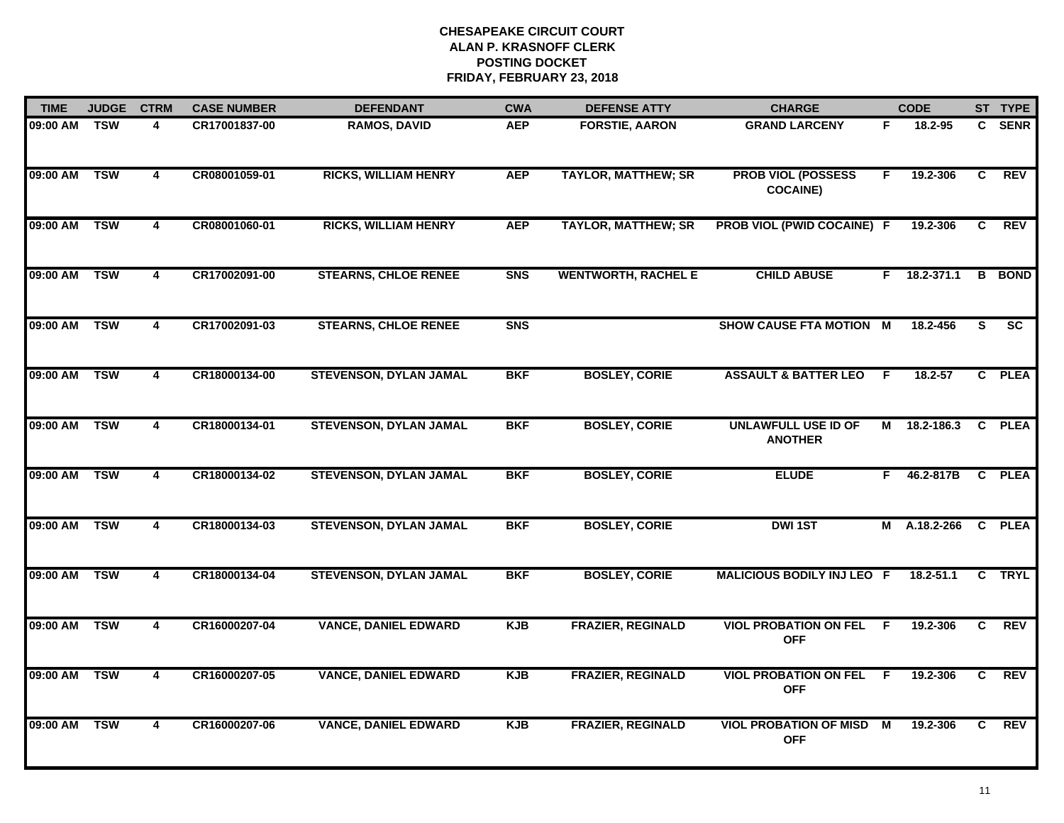# CHESAPEAKE CIRCUIT COURT
## ALAN P. KRASNOFF CLERK
## POSTING DOCKET
## FRIDAY, FEBRUARY 23, 2018

| TIME | JUDGE | CTRM | CASE NUMBER | DEFENDANT | CWA | DEFENSE ATTY | CHARGE | | CODE | ST | TYPE |
|---|---|---|---|---|---|---|---|---|---|---|---|
| 09:00 AM | TSW | 4 | CR17001837-00 | RAMOS, DAVID | AEP | FORSTIE, AARON | GRAND LARCENY | F | 18.2-95 | C | SENR |
| 09:00 AM | TSW | 4 | CR08001059-01 | RICKS, WILLIAM HENRY | AEP | TAYLOR, MATTHEW; SR | PROB VIOL (POSSESS COCAINE) | F | 19.2-306 | C | REV |
| 09:00 AM | TSW | 4 | CR08001060-01 | RICKS, WILLIAM HENRY | AEP | TAYLOR, MATTHEW; SR | PROB VIOL (PWID COCAINE) | F | 19.2-306 | C | REV |
| 09:00 AM | TSW | 4 | CR17002091-00 | STEARNS, CHLOE RENEE | SNS | WENTWORTH, RACHEL E | CHILD ABUSE | F | 18.2-371.1 | B | BOND |
| 09:00 AM | TSW | 4 | CR17002091-03 | STEARNS, CHLOE RENEE | SNS | | SHOW CAUSE FTA MOTION | M | 18.2-456 | S | SC |
| 09:00 AM | TSW | 4 | CR18000134-00 | STEVENSON, DYLAN JAMAL | BKF | BOSLEY, CORIE | ASSAULT & BATTER LEO | F | 18.2-57 | C | PLEA |
| 09:00 AM | TSW | 4 | CR18000134-01 | STEVENSON, DYLAN JAMAL | BKF | BOSLEY, CORIE | UNLAWFULL USE ID OF ANOTHER | M | 18.2-186.3 | C | PLEA |
| 09:00 AM | TSW | 4 | CR18000134-02 | STEVENSON, DYLAN JAMAL | BKF | BOSLEY, CORIE | ELUDE | F | 46.2-817B | C | PLEA |
| 09:00 AM | TSW | 4 | CR18000134-03 | STEVENSON, DYLAN JAMAL | BKF | BOSLEY, CORIE | DWI 1ST | M | A.18.2-266 | C | PLEA |
| 09:00 AM | TSW | 4 | CR18000134-04 | STEVENSON, DYLAN JAMAL | BKF | BOSLEY, CORIE | MALICIOUS BODILY INJ LEO | F | 18.2-51.1 | C | TRYL |
| 09:00 AM | TSW | 4 | CR16000207-04 | VANCE, DANIEL EDWARD | KJB | FRAZIER, REGINALD | VIOL PROBATION ON FEL OFF | F | 19.2-306 | C | REV |
| 09:00 AM | TSW | 4 | CR16000207-05 | VANCE, DANIEL EDWARD | KJB | FRAZIER, REGINALD | VIOL PROBATION ON FEL OFF | F | 19.2-306 | C | REV |
| 09:00 AM | TSW | 4 | CR16000207-06 | VANCE, DANIEL EDWARD | KJB | FRAZIER, REGINALD | VIOL PROBATION OF MISD OFF | M | 19.2-306 | C | REV |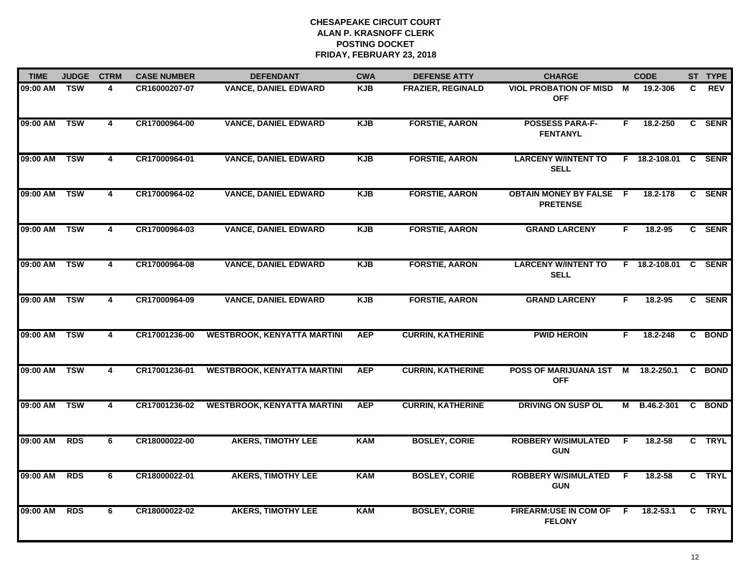**CHESAPEAKE CIRCUIT COURT**
**ALAN P. KRASNOFF CLERK**
**POSTING DOCKET**
**FRIDAY, FEBRUARY 23, 2018**

| TIME | JUDGE | CTRM | CASE NUMBER | DEFENDANT | CWA | DEFENSE ATTY | CHARGE | | CODE | ST | TYPE |
|---|---|---|---|---|---|---|---|---|---|---|---|
| 09:00 AM | TSW | 4 | CR16000207-07 | VANCE, DANIEL EDWARD | KJB | FRAZIER, REGINALD | VIOL PROBATION OF MISD OFF | M | 19.2-306 | C | REV |
| 09:00 AM | TSW | 4 | CR17000964-00 | VANCE, DANIEL EDWARD | KJB | FORSTIE, AARON | POSSESS PARA-F-FENTANYL | F | 18.2-250 | C | SENR |
| 09:00 AM | TSW | 4 | CR17000964-01 | VANCE, DANIEL EDWARD | KJB | FORSTIE, AARON | LARCENY W/INTENT TO SELL | F | 18.2-108.01 | C | SENR |
| 09:00 AM | TSW | 4 | CR17000964-02 | VANCE, DANIEL EDWARD | KJB | FORSTIE, AARON | OBTAIN MONEY BY FALSE PRETENSE | F | 18.2-178 | C | SENR |
| 09:00 AM | TSW | 4 | CR17000964-03 | VANCE, DANIEL EDWARD | KJB | FORSTIE, AARON | GRAND LARCENY | F | 18.2-95 | C | SENR |
| 09:00 AM | TSW | 4 | CR17000964-08 | VANCE, DANIEL EDWARD | KJB | FORSTIE, AARON | LARCENY W/INTENT TO SELL | F | 18.2-108.01 | C | SENR |
| 09:00 AM | TSW | 4 | CR17000964-09 | VANCE, DANIEL EDWARD | KJB | FORSTIE, AARON | GRAND LARCENY | F | 18.2-95 | C | SENR |
| 09:00 AM | TSW | 4 | CR17001236-00 | WESTBROOK, KENYATTA MARTINI | AEP | CURRIN, KATHERINE | PWID HEROIN | F | 18.2-248 | C | BOND |
| 09:00 AM | TSW | 4 | CR17001236-01 | WESTBROOK, KENYATTA MARTINI | AEP | CURRIN, KATHERINE | POSS OF MARIJUANA 1ST OFF | M | 18.2-250.1 | C | BOND |
| 09:00 AM | TSW | 4 | CR17001236-02 | WESTBROOK, KENYATTA MARTINI | AEP | CURRIN, KATHERINE | DRIVING ON SUSP OL | M | B.46.2-301 | C | BOND |
| 09:00 AM | RDS | 6 | CR18000022-00 | AKERS, TIMOTHY LEE | KAM | BOSLEY, CORIE | ROBBERY W/SIMULATED GUN | F | 18.2-58 | C | TRYL |
| 09:00 AM | RDS | 6 | CR18000022-01 | AKERS, TIMOTHY LEE | KAM | BOSLEY, CORIE | ROBBERY W/SIMULATED GUN | F | 18.2-58 | C | TRYL |
| 09:00 AM | RDS | 6 | CR18000022-02 | AKERS, TIMOTHY LEE | KAM | BOSLEY, CORIE | FIREARM:USE IN COM OF FELONY | F | 18.2-53.1 | C | TRYL |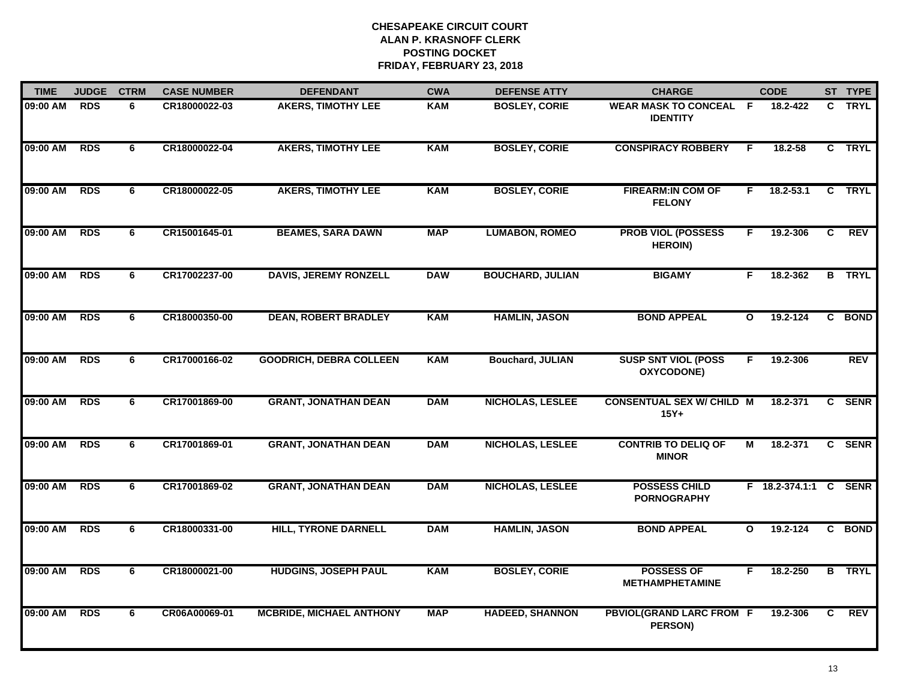# CHESAPEAKE CIRCUIT COURT
## ALAN P. KRASNOFF CLERK
## POSTING DOCKET
## FRIDAY, FEBRUARY 23, 2018

| TIME | JUDGE | CTRM | CASE NUMBER | DEFENDANT | CWA | DEFENSE ATTY | CHARGE | | CODE | ST | TYPE |
|---|---|---|---|---|---|---|---|---|---|---|---|
| 09:00 AM | RDS | 6 | CR18000022-03 | AKERS, TIMOTHY LEE | KAM | BOSLEY, CORIE | WEAR MASK TO CONCEAL IDENTITY | F | 18.2-422 | C | TRYL |
| 09:00 AM | RDS | 6 | CR18000022-04 | AKERS, TIMOTHY LEE | KAM | BOSLEY, CORIE | CONSPIRACY ROBBERY | F | 18.2-58 | C | TRYL |
| 09:00 AM | RDS | 6 | CR18000022-05 | AKERS, TIMOTHY LEE | KAM | BOSLEY, CORIE | FIREARM:IN COM OF FELONY | F | 18.2-53.1 | C | TRYL |
| 09:00 AM | RDS | 6 | CR15001645-01 | BEAMES, SARA DAWN | MAP | LUMABON, ROMEO | PROB VIOL (POSSESS HEROIN) | F | 19.2-306 | C | REV |
| 09:00 AM | RDS | 6 | CR17002237-00 | DAVIS, JEREMY RONZELL | DAW | BOUCHARD, JULIAN | BIGAMY | F | 18.2-362 | B | TRYL |
| 09:00 AM | RDS | 6 | CR18000350-00 | DEAN, ROBERT BRADLEY | KAM | HAMLIN, JASON | BOND APPEAL | O | 19.2-124 | C | BOND |
| 09:00 AM | RDS | 6 | CR17000166-02 | GOODRICH, DEBRA COLLEEN | KAM | Bouchard, JULIAN | SUSP SNT VIOL (POSS OXYCODONE) | F | 19.2-306 | | REV |
| 09:00 AM | RDS | 6 | CR17001869-00 | GRANT, JONATHAN DEAN | DAM | NICHOLAS, LESLEE | CONSENTUAL SEX W/ CHILD 15Y+ | M | 18.2-371 | C | SENR |
| 09:00 AM | RDS | 6 | CR17001869-01 | GRANT, JONATHAN DEAN | DAM | NICHOLAS, LESLEE | CONTRIB TO DELIQ OF MINOR | M | 18.2-371 | C | SENR |
| 09:00 AM | RDS | 6 | CR17001869-02 | GRANT, JONATHAN DEAN | DAM | NICHOLAS, LESLEE | POSSESS CHILD PORNOGRAPHY | F | 18.2-374.1:1 | C | SENR |
| 09:00 AM | RDS | 6 | CR18000331-00 | HILL, TYRONE DARNELL | DAM | HAMLIN, JASON | BOND APPEAL | O | 19.2-124 | C | BOND |
| 09:00 AM | RDS | 6 | CR18000021-00 | HUDGINS, JOSEPH PAUL | KAM | BOSLEY, CORIE | POSSESS OF METHAMPHETAMINE | F | 18.2-250 | B | TRYL |
| 09:00 AM | RDS | 6 | CR06A00069-01 | MCBRIDE, MICHAEL ANTHONY | MAP | HADEED, SHANNON | PBVIOL(GRAND LARC FROM PERSON) | F | 19.2-306 | C | REV |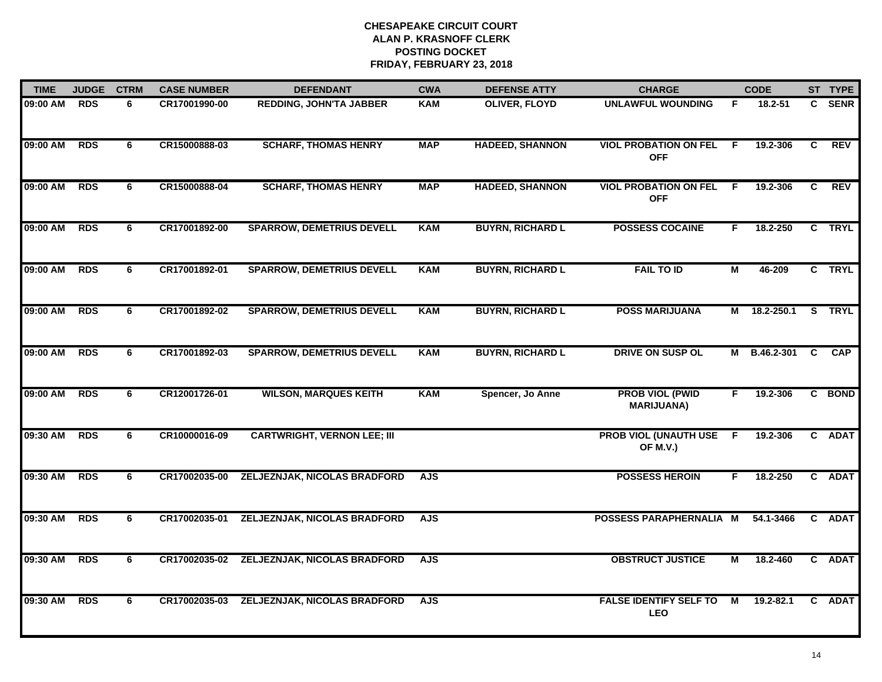**CHESAPEAKE CIRCUIT COURT**
**ALAN P. KRASNOFF CLERK**
**POSTING DOCKET**
**FRIDAY, FEBRUARY 23, 2018**

| TIME | JUDGE | CTRM | CASE NUMBER | DEFENDANT | CWA | DEFENSE ATTY | CHARGE | | CODE | ST | TYPE |
|---|---|---|---|---|---|---|---|---|---|---|---|
| 09:00 AM | RDS | 6 | CR17001990-00 | REDDING, JOHN'TA JABBER | KAM | OLIVER, FLOYD | UNLAWFUL WOUNDING | F | 18.2-51 | C | SENR |
| 09:00 AM | RDS | 6 | CR15000888-03 | SCHARF, THOMAS HENRY | MAP | HADEED, SHANNON | VIOL PROBATION ON FEL OFF | F | 19.2-306 | C | REV |
| 09:00 AM | RDS | 6 | CR15000888-04 | SCHARF, THOMAS HENRY | MAP | HADEED, SHANNON | VIOL PROBATION ON FEL OFF | F | 19.2-306 | C | REV |
| 09:00 AM | RDS | 6 | CR17001892-00 | SPARROW, DEMETRIUS DEVELL | KAM | BUYRN, RICHARD L | POSSESS COCAINE | F | 18.2-250 | C | TRYL |
| 09:00 AM | RDS | 6 | CR17001892-01 | SPARROW, DEMETRIUS DEVELL | KAM | BUYRN, RICHARD L | FAIL TO ID | M | 46-209 | C | TRYL |
| 09:00 AM | RDS | 6 | CR17001892-02 | SPARROW, DEMETRIUS DEVELL | KAM | BUYRN, RICHARD L | POSS MARIJUANA | M | 18.2-250.1 | S | TRYL |
| 09:00 AM | RDS | 6 | CR17001892-03 | SPARROW, DEMETRIUS DEVELL | KAM | BUYRN, RICHARD L | DRIVE ON SUSP OL | M | B.46.2-301 | C | CAP |
| 09:00 AM | RDS | 6 | CR12001726-01 | WILSON, MARQUES KEITH | KAM | Spencer, Jo Anne | PROB VIOL (PWID MARIJUANA) | F | 19.2-306 | C | BOND |
| 09:30 AM | RDS | 6 | CR10000016-09 | CARTWRIGHT, VERNON LEE; III | | | PROB VIOL (UNAUTH USE OF M.V.) | F | 19.2-306 | C | ADAT |
| 09:30 AM | RDS | 6 | CR17002035-00 | ZELJEZNJAK, NICOLAS BRADFORD | AJS | | POSSESS HEROIN | F | 18.2-250 | C | ADAT |
| 09:30 AM | RDS | 6 | CR17002035-01 | ZELJEZNJAK, NICOLAS BRADFORD | AJS | | POSSESS PARAPHERNALIA | M | 54.1-3466 | C | ADAT |
| 09:30 AM | RDS | 6 | CR17002035-02 | ZELJEZNJAK, NICOLAS BRADFORD | AJS | | OBSTRUCT JUSTICE | M | 18.2-460 | C | ADAT |
| 09:30 AM | RDS | 6 | CR17002035-03 | ZELJEZNJAK, NICOLAS BRADFORD | AJS | | FALSE IDENTIFY SELF TO LEO | M | 19.2-82.1 | C | ADAT |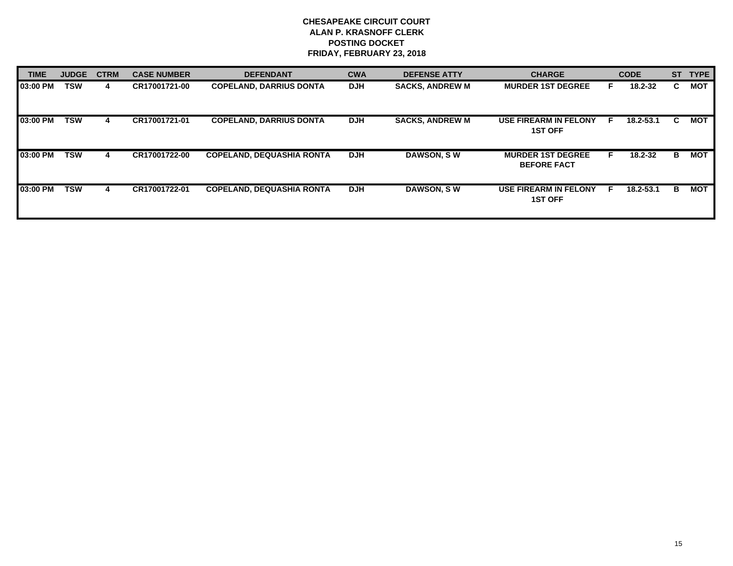**CHESAPEAKE CIRCUIT COURT**
**ALAN P. KRASNOFF CLERK**
**POSTING DOCKET**
**FRIDAY, FEBRUARY 23, 2018**

| TIME | JUDGE | CTRM | CASE NUMBER | DEFENDANT | CWA | DEFENSE ATTY | CHARGE | | CODE | ST | TYPE |
|---|---|---|---|---|---|---|---|---|---|---|---|
| 03:00 PM | TSW | 4 | CR17001721-00 | COPELAND, DARRIUS DONTA | DJH | SACKS, ANDREW M | MURDER 1ST DEGREE | F | 18.2-32 | C | MOT |
| 03:00 PM | TSW | 4 | CR17001721-01 | COPELAND, DARRIUS DONTA | DJH | SACKS, ANDREW M | USE FIREARM IN FELONY 1ST OFF | F | 18.2-53.1 | C | MOT |
| 03:00 PM | TSW | 4 | CR17001722-00 | COPELAND, DEQUASHIA RONTA | DJH | DAWSON, S W | MURDER 1ST DEGREE BEFORE FACT | F | 18.2-32 | B | MOT |
| 03:00 PM | TSW | 4 | CR17001722-01 | COPELAND, DEQUASHIA RONTA | DJH | DAWSON, S W | USE FIREARM IN FELONY 1ST OFF | F | 18.2-53.1 | B | MOT |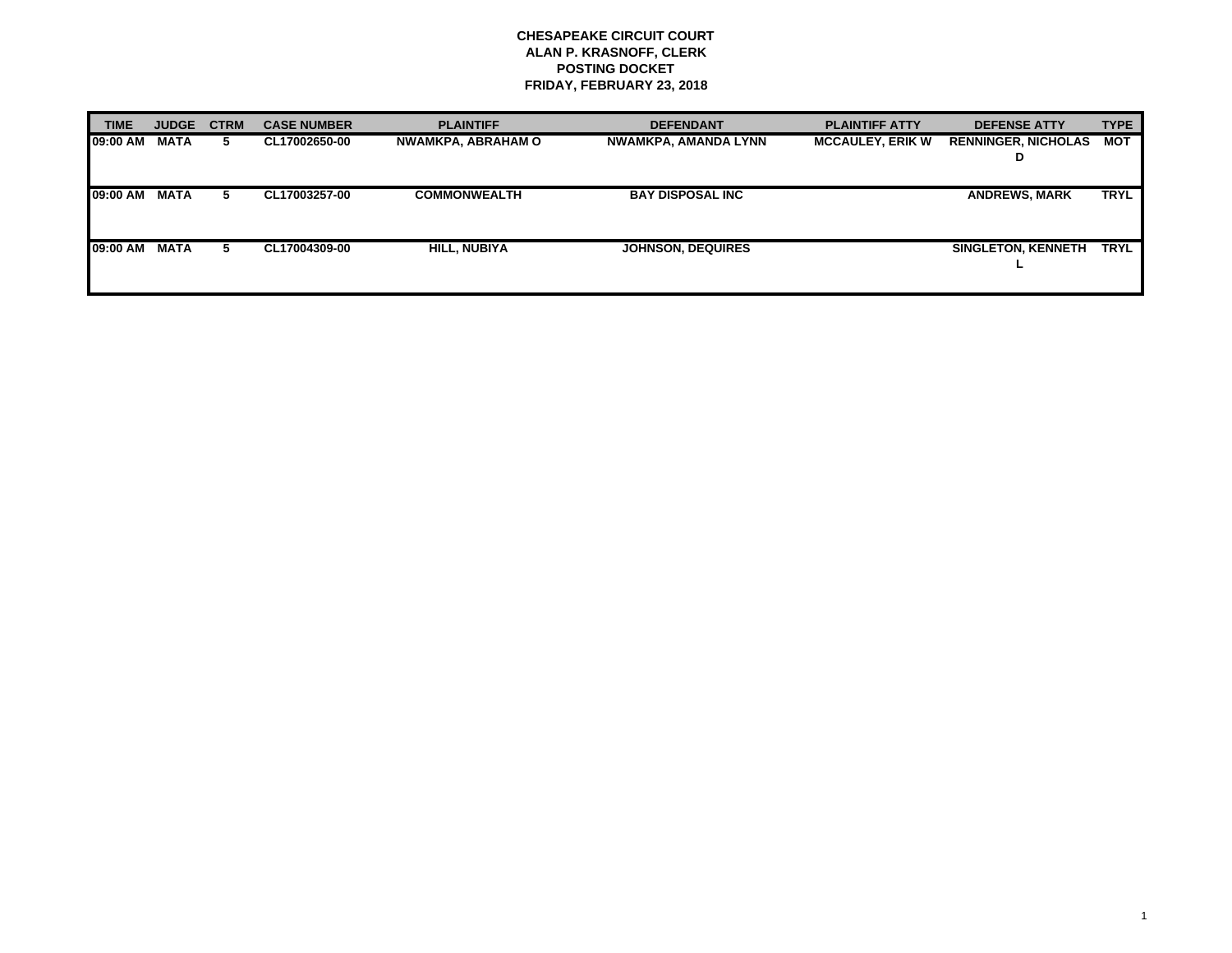**CHESAPEAKE CIRCUIT COURT**
**ALAN P. KRASNOFF, CLERK**
**POSTING DOCKET**
**FRIDAY, FEBRUARY 23, 2018**

| TIME | JUDGE | CTRM | CASE NUMBER | PLAINTIFF | DEFENDANT | PLAINTIFF ATTY | DEFENSE ATTY | TYPE |
|---|---|---|---|---|---|---|---|---|
| 09:00 AM | MATA | 5 | CL17002650-00 | NWAMKPA, ABRAHAM O | NWAMKPA, AMANDA LYNN | MCCAULEY, ERIK W | RENNINGER, NICHOLAS D | MOT |
| 09:00 AM | MATA | 5 | CL17003257-00 | COMMONWEALTH | BAY DISPOSAL INC | | ANDREWS, MARK | TRYL |
| 09:00 AM | MATA | 5 | CL17004309-00 | HILL, NUBIYA | JOHNSON, DEQUIRES | | SINGLETON, KENNETH L | TRYL |